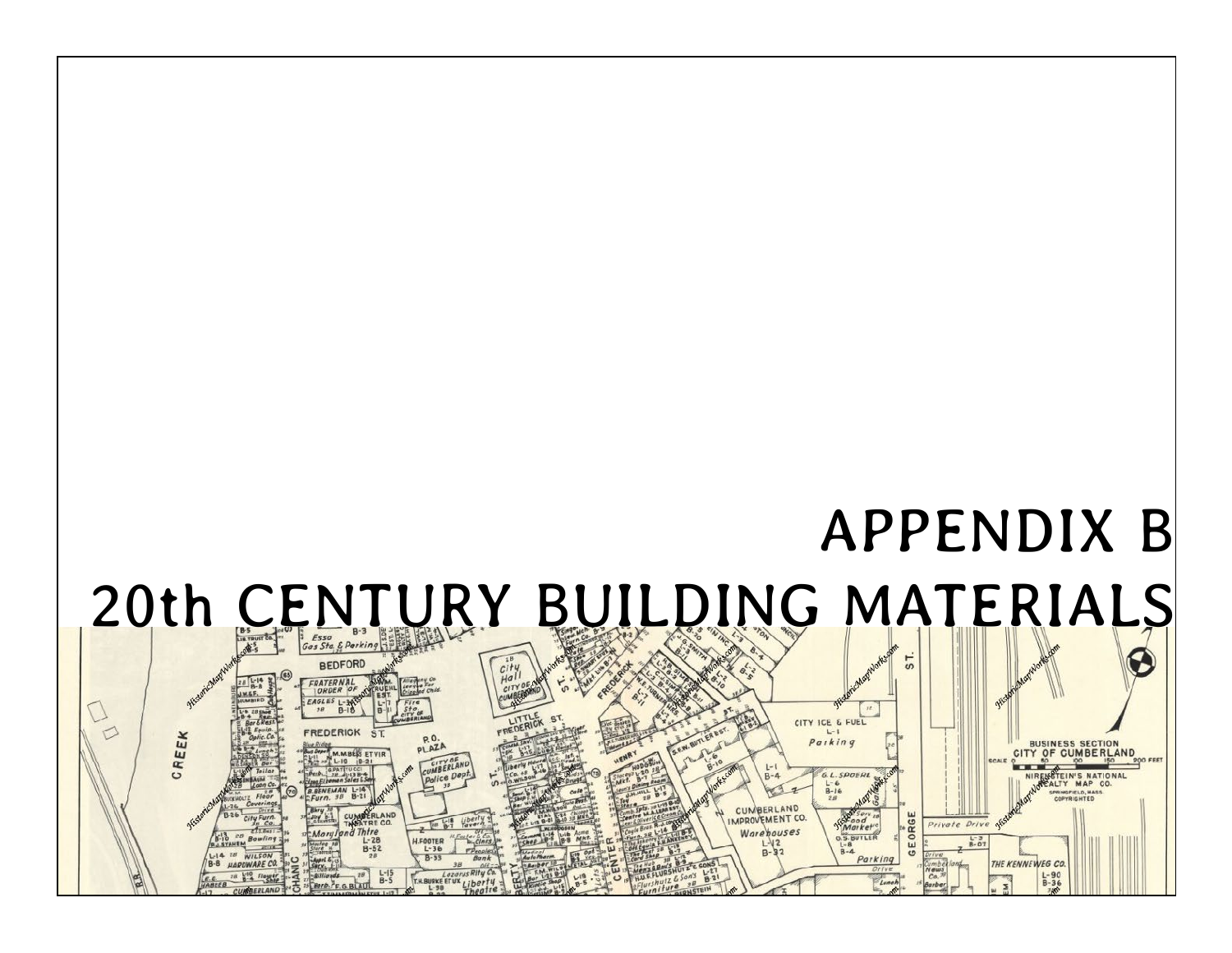# APPENDIX B
# 20th CENTURY BUILDING MATERIALS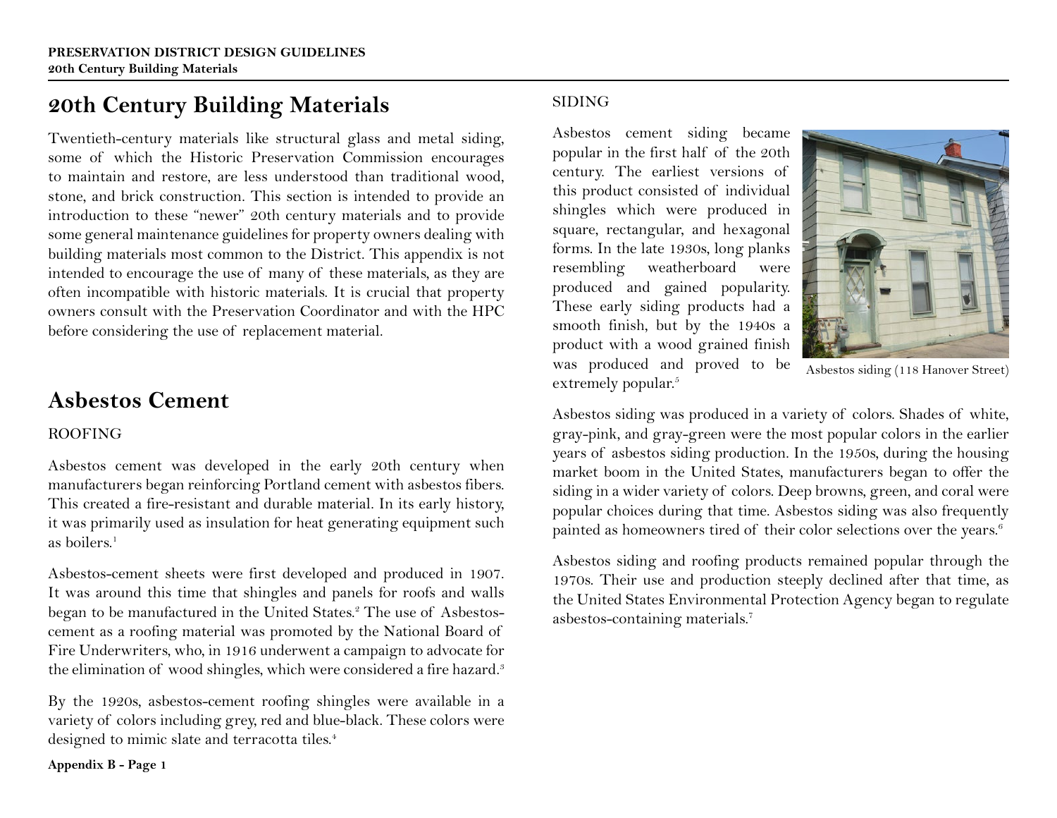# 20th Century Building Materials

Twentieth-century materials like structural glass and metal siding, some of which the Historic Preservation Commission encourages to maintain and restore, are less understood than traditional wood, stone, and brick construction. This section is intended to provide an introduction to these "newer" 20th century materials and to provide some general maintenance guidelines for property owners dealing with building materials most common to the District. This appendix is not intended to encourage the use of many of these materials, as they are often incompatible with historic materials. It is crucial that property owners consult with the Preservation Coordinator and with the HPC before considering the use of replacement material.

# Asbestos Cement

ROOFING

Asbestos cement was developed in the early 20th century when manufacturers began reinforcing Portland cement with asbestos fibers. This created a fire-resistant and durable material. In its early history, it was primarily used as insulation for heat generating equipment such as boilers.[1]

Asbestos-cement sheets were first developed and produced in 1907. It was around this time that shingles and panels for roofs and walls began to be manufactured in the United States.[2] The use of Asbestos-cement as a roofing material was promoted by the National Board of Fire Underwriters, who, in 1916 underwent a campaign to advocate for the elimination of wood shingles, which were considered a fire hazard.[3]

By the 1920s, asbestos-cement roofing shingles were available in a variety of colors including grey, red and blue-black. These colors were designed to mimic slate and terracotta tiles.[4]

SIDING

Asbestos cement siding became popular in the first half of the 20th century. The earliest versions of this product consisted of individual shingles which were produced in square, rectangular, and hexagonal forms. In the late 1930s, long planks resembling weatherboard were produced and gained popularity. These early siding products had a smooth finish, but by the 1940s a product with a wood grained finish was produced and proved to be extremely popular.[5]

Asbestos siding (118 Hanover Street)

Asbestos siding was produced in a variety of colors. Shades of white, gray-pink, and gray-green were the most popular colors in the earlier years of asbestos siding production. In the 1950s, during the housing market boom in the United States, manufacturers began to offer the siding in a wider variety of colors. Deep browns, green, and coral were popular choices during that time. Asbestos siding was also frequently painted as homeowners tired of their color selections over the years.[6]

Asbestos siding and roofing products remained popular through the 1970s. Their use and production steeply declined after that time, as the United States Environmental Protection Agency began to regulate asbestos-containing materials.[7]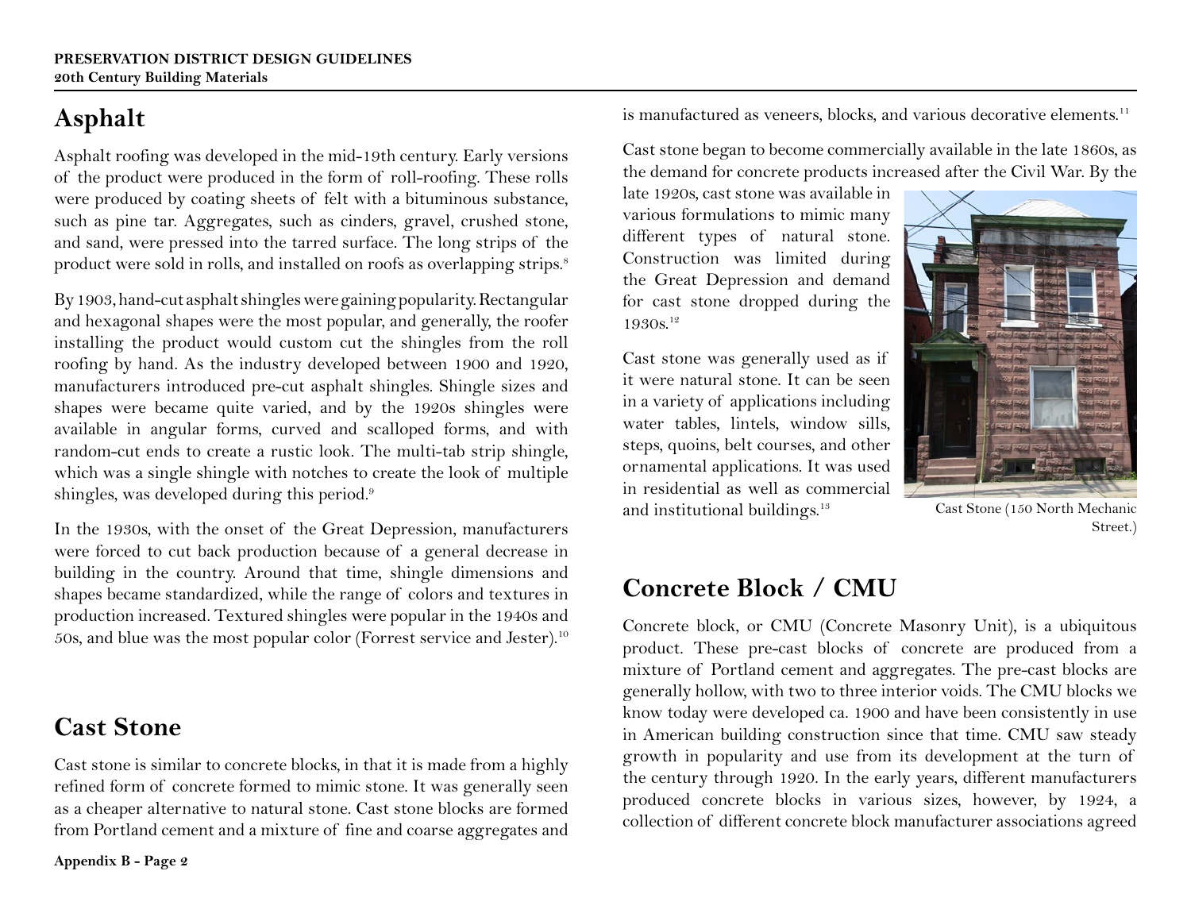## Asphalt

Asphalt roofing was developed in the mid-19th century. Early versions of the product were produced in the form of roll-roofing. These rolls were produced by coating sheets of felt with a bituminous substance, such as pine tar. Aggregates, such as cinders, gravel, crushed stone, and sand, were pressed into the tarred surface. The long strips of the product were sold in rolls, and installed on roofs as overlapping strips.[8]

By 1903, hand-cut asphalt shingles were gaining popularity. Rectangular and hexagonal shapes were the most popular, and generally, the roofer installing the product would custom cut the shingles from the roll roofing by hand. As the industry developed between 1900 and 1920, manufacturers introduced pre-cut asphalt shingles. Shingle sizes and shapes were became quite varied, and by the 1920s shingles were available in angular forms, curved and scalloped forms, and with random-cut ends to create a rustic look. The multi-tab strip shingle, which was a single shingle with notches to create the look of multiple shingles, was developed during this period.[9]

In the 1930s, with the onset of the Great Depression, manufacturers were forced to cut back production because of a general decrease in building in the country. Around that time, shingle dimensions and shapes became standardized, while the range of colors and textures in production increased. Textured shingles were popular in the 1940s and 50s, and blue was the most popular color (Forrest service and Jester).[10]

## Cast Stone

Cast stone is similar to concrete blocks, in that it is made from a highly refined form of concrete formed to mimic stone. It was generally seen as a cheaper alternative to natural stone. Cast stone blocks are formed from Portland cement and a mixture of fine and coarse aggregates and is manufactured as veneers, blocks, and various decorative elements.[11]

Cast stone began to become commercially available in the late 1860s, as the demand for concrete products increased after the Civil War. By the late 1920s, cast stone was available in various formulations to mimic many different types of natural stone. Construction was limited during the Great Depression and demand for cast stone dropped during the 1930s.[12]

Cast stone was generally used as if it were natural stone. It can be seen in a variety of applications including water tables, lintels, window sills, steps, quoins, belt courses, and other ornamental applications. It was used in residential as well as commercial and institutional buildings.[13]

Cast Stone (150 North Mechanic Street.)

## Concrete Block / CMU

Concrete block, or CMU (Concrete Masonry Unit), is a ubiquitous product. These pre-cast blocks of concrete are produced from a mixture of Portland cement and aggregates. The pre-cast blocks are generally hollow, with two to three interior voids. The CMU blocks we know today were developed ca. 1900 and have been consistently in use in American building construction since that time. CMU saw steady growth in popularity and use from its development at the turn of the century through 1920. In the early years, different manufacturers produced concrete blocks in various sizes, however, by 1924, a collection of different concrete block manufacturer associations agreed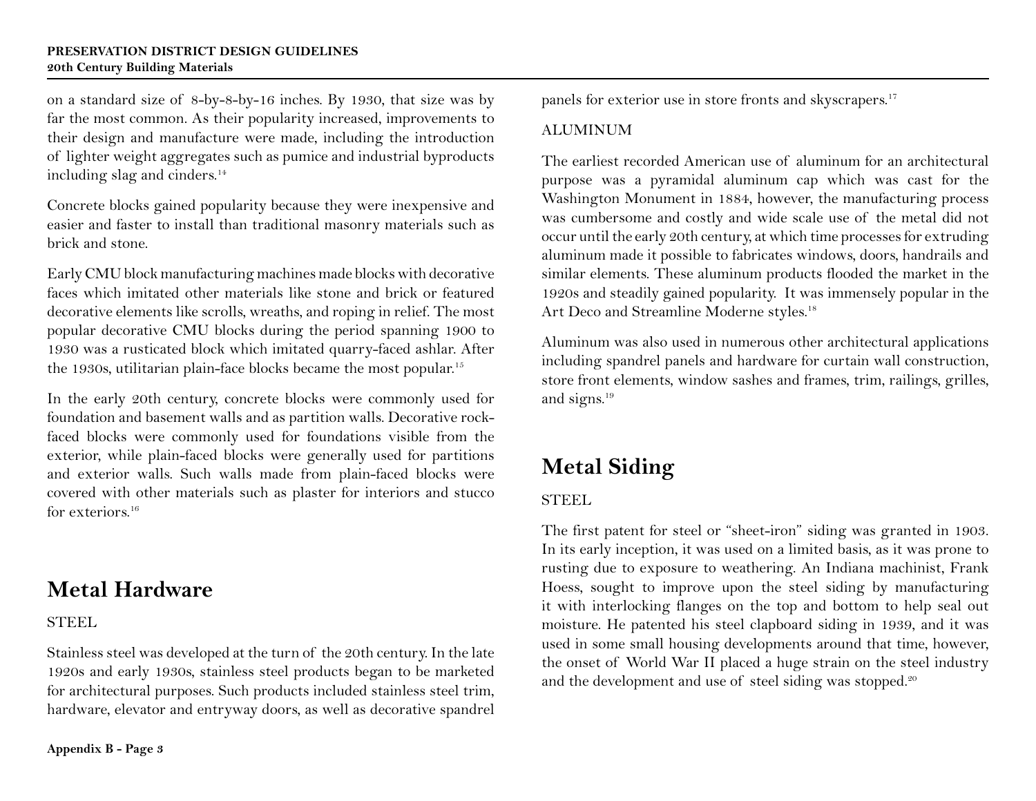on a standard size of 8-by-8-by-16 inches. By 1930, that size was by far the most common. As their popularity increased, improvements to their design and manufacture were made, including the introduction of lighter weight aggregates such as pumice and industrial byproducts including slag and cinders.[14]

Concrete blocks gained popularity because they were inexpensive and easier and faster to install than traditional masonry materials such as brick and stone.

Early CMU block manufacturing machines made blocks with decorative faces which imitated other materials like stone and brick or featured decorative elements like scrolls, wreaths, and roping in relief. The most popular decorative CMU blocks during the period spanning 1900 to 1930 was a rusticated block which imitated quarry-faced ashlar. After the 1930s, utilitarian plain-face blocks became the most popular.[15]

In the early 20th century, concrete blocks were commonly used for foundation and basement walls and as partition walls. Decorative rock-faced blocks were commonly used for foundations visible from the exterior, while plain-faced blocks were generally used for partitions and exterior walls. Such walls made from plain-faced blocks were covered with other materials such as plaster for interiors and stucco for exteriors.[16]

## Metal Hardware

STEEL

Stainless steel was developed at the turn of the 20th century. In the late 1920s and early 1930s, stainless steel products began to be marketed for architectural purposes. Such products included stainless steel trim, hardware, elevator and entryway doors, as well as decorative spandrel panels for exterior use in store fronts and skyscrapers.[17]

ALUMINUM

The earliest recorded American use of aluminum for an architectural purpose was a pyramidal aluminum cap which was cast for the Washington Monument in 1884, however, the manufacturing process was cumbersome and costly and wide scale use of the metal did not occur until the early 20th century, at which time processes for extruding aluminum made it possible to fabricates windows, doors, handrails and similar elements. These aluminum products flooded the market in the 1920s and steadily gained popularity. It was immensely popular in the Art Deco and Streamline Moderne styles.[18]

Aluminum was also used in numerous other architectural applications including spandrel panels and hardware for curtain wall construction, store front elements, window sashes and frames, trim, railings, grilles, and signs.[19]

## Metal Siding

STEEL

The first patent for steel or "sheet-iron" siding was granted in 1903. In its early inception, it was used on a limited basis, as it was prone to rusting due to exposure to weathering. An Indiana machinist, Frank Hoess, sought to improve upon the steel siding by manufacturing it with interlocking flanges on the top and bottom to help seal out moisture. He patented his steel clapboard siding in 1939, and it was used in some small housing developments around that time, however, the onset of World War II placed a huge strain on the steel industry and the development and use of steel siding was stopped.[20]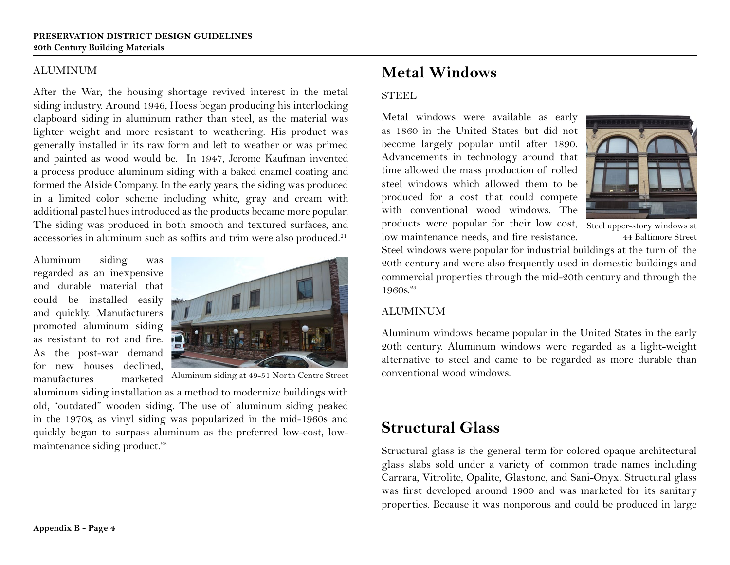ALUMINUM

After the War, the housing shortage revived interest in the metal siding industry. Around 1946, Hoess began producing his interlocking clapboard siding in aluminum rather than steel, as the material was lighter weight and more resistant to weathering. His product was generally installed in its raw form and left to weather or was primed and painted as wood would be. In 1947, Jerome Kaufman invented a process produce aluminum siding with a baked enamel coating and formed the Alside Company. In the early years, the siding was produced in a limited color scheme including white, gray and cream with additional pastel hues introduced as the products became more popular. The siding was produced in both smooth and textured surfaces, and accessories in aluminum such as soffits and trim were also produced.[21]

Aluminum siding was regarded as an inexpensive and durable material that could be installed easily and quickly. Manufacturers promoted aluminum siding as resistant to rot and fire. As the post-war demand for new houses declined, manufactures marketed aluminum siding installation as a method to modernize buildings with old, "outdated" wooden siding. The use of aluminum siding peaked in the 1970s, as vinyl siding was popularized in the mid-1960s and quickly began to surpass aluminum as the preferred low-cost, low-maintenance siding product.[22]

Aluminum siding at 49-51 North Centre Street

# Metal Windows

STEEL

Metal windows were available as early as 1860 in the United States but did not become largely popular until after 1890. Advancements in technology around that time allowed the mass production of rolled steel windows which allowed them to be produced for a cost that could compete with conventional wood windows. The products were popular for their low cost, low maintenance needs, and fire resistance. Steel windows were popular for industrial buildings at the turn of the 20th century and were also frequently used in domestic buildings and commercial properties through the mid-20th century and through the 1960s.[23]

Steel upper-story windows at 44 Baltimore Street

ALUMINUM

Aluminum windows became popular in the United States in the early 20th century. Aluminum windows were regarded as a light-weight alternative to steel and came to be regarded as more durable than conventional wood windows.

# Structural Glass

Structural glass is the general term for colored opaque architectural glass slabs sold under a variety of common trade names including Carrara, Vitrolite, Opalite, Glastone, and Sani-Onyx. Structural glass was first developed around 1900 and was marketed for its sanitary properties. Because it was nonporous and could be produced in large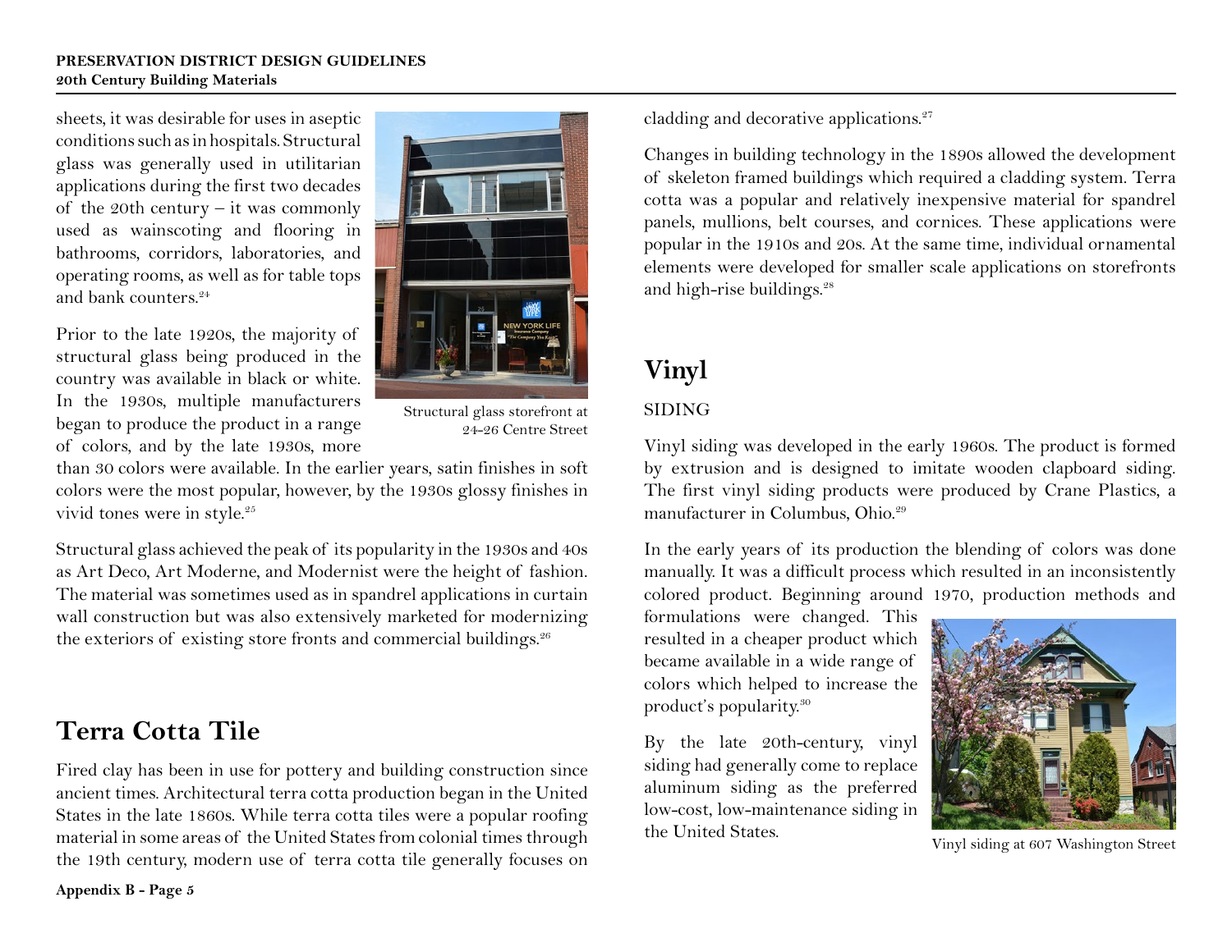sheets, it was desirable for uses in aseptic conditions such as in hospitals. Structural glass was generally used in utilitarian applications during the first two decades of the 20th century – it was commonly used as wainscoting and flooring in bathrooms, corridors, laboratories, and operating rooms, as well as for table tops and bank counters.[24]

Prior to the late 1920s, the majority of structural glass being produced in the country was available in black or white. In the 1930s, multiple manufacturers began to produce the product in a range of colors, and by the late 1930s, more than 30 colors were available. In the earlier years, satin finishes in soft colors were the most popular, however, by the 1930s glossy finishes in vivid tones were in style.[25]

Structural glass storefront at 24-26 Centre Street

Structural glass achieved the peak of its popularity in the 1930s and 40s as Art Deco, Art Moderne, and Modernist were the height of fashion. The material was sometimes used as in spandrel applications in curtain wall construction but was also extensively marketed for modernizing the exteriors of existing store fronts and commercial buildings.[26]

## Terra Cotta Tile

Fired clay has been in use for pottery and building construction since ancient times. Architectural terra cotta production began in the United States in the late 1860s. While terra cotta tiles were a popular roofing material in some areas of the United States from colonial times through the 19th century, modern use of terra cotta tile generally focuses on cladding and decorative applications.[27]

Changes in building technology in the 1890s allowed the development of skeleton framed buildings which required a cladding system. Terra cotta was a popular and relatively inexpensive material for spandrel panels, mullions, belt courses, and cornices. These applications were popular in the 1910s and 20s. At the same time, individual ornamental elements were developed for smaller scale applications on storefronts and high-rise buildings.[28]

## Vinyl

### SIDING

Vinyl siding was developed in the early 1960s. The product is formed by extrusion and is designed to imitate wooden clapboard siding. The first vinyl siding products were produced by Crane Plastics, a manufacturer in Columbus, Ohio.[29]

In the early years of its production the blending of colors was done manually. It was a difficult process which resulted in an inconsistently colored product. Beginning around 1970, production methods and formulations were changed. This resulted in a cheaper product which became available in a wide range of colors which helped to increase the product's popularity.[30]

By the late 20th-century, vinyl siding had generally come to replace aluminum siding as the preferred low-cost, low-maintenance siding in the United States.

Vinyl siding at 607 Washington Street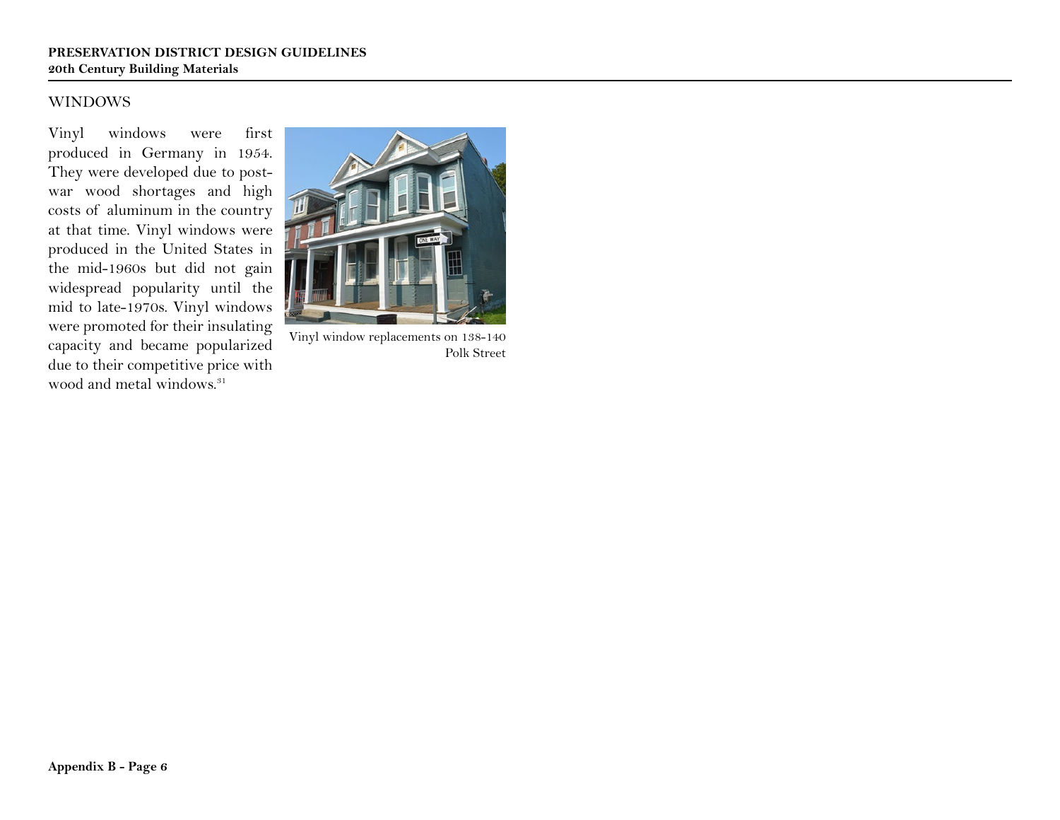## WINDOWS

Vinyl windows were first produced in Germany in 1954. They were developed due to post-war wood shortages and high costs of aluminum in the country at that time. Vinyl windows were produced in the United States in the mid-1960s but did not gain widespread popularity until the mid to late-1970s. Vinyl windows were promoted for their insulating capacity and became popularized due to their competitive price with wood and metal windows.[31]

Vinyl window replacements on 138-140 Polk Street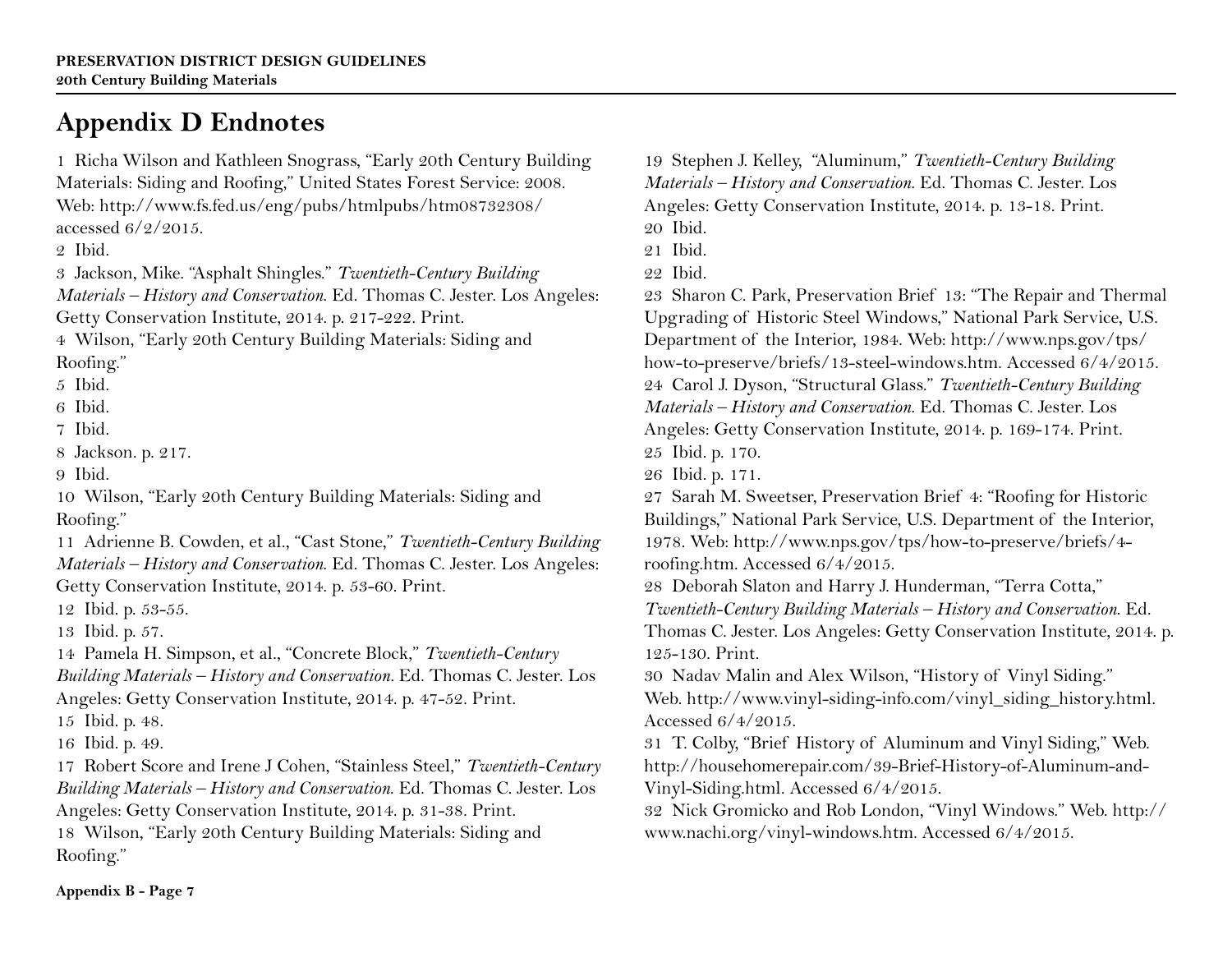## Appendix D Endnotes

1 Richa Wilson and Kathleen Snograss, "Early 20th Century Building Materials: Siding and Roofing," United States Forest Service: 2008. Web: http://www.fs.fed.us/eng/pubs/htmlpubs/htm08732308/ accessed 6/2/2015.

2 Ibid.

3 Jackson, Mike. "Asphalt Shingles." *Twentieth-Century Building Materials – History and Conservation.* Ed. Thomas C. Jester. Los Angeles: Getty Conservation Institute, 2014. p. 217-222. Print.

4 Wilson, "Early 20th Century Building Materials: Siding and Roofing."

5 Ibid.

6 Ibid.

7 Ibid.

8 Jackson. p. 217.

9 Ibid.

10 Wilson, "Early 20th Century Building Materials: Siding and Roofing."

11 Adrienne B. Cowden, et al., "Cast Stone," *Twentieth-Century Building Materials – History and Conservation.* Ed. Thomas C. Jester. Los Angeles: Getty Conservation Institute, 2014. p. 53-60. Print.

12 Ibid. p. 53-55.

13 Ibid. p. 57.

14 Pamela H. Simpson, et al., "Concrete Block," *Twentieth-Century Building Materials – History and Conservation.* Ed. Thomas C. Jester. Los Angeles: Getty Conservation Institute, 2014. p. 47-52. Print.

15 Ibid. p. 48.

16 Ibid. p. 49.

17 Robert Score and Irene J Cohen, "Stainless Steel," *Twentieth-Century Building Materials – History and Conservation.* Ed. Thomas C. Jester. Los Angeles: Getty Conservation Institute, 2014. p. 31-38. Print.

18 Wilson, "Early 20th Century Building Materials: Siding and Roofing."

19 Stephen J. Kelley, "Aluminum," *Twentieth-Century Building Materials – History and Conservation.* Ed. Thomas C. Jester. Los Angeles: Getty Conservation Institute, 2014. p. 13-18. Print.

20 Ibid.

21 Ibid.

22 Ibid.

23 Sharon C. Park, Preservation Brief 13: "The Repair and Thermal Upgrading of Historic Steel Windows," National Park Service, U.S. Department of the Interior, 1984. Web: http://www.nps.gov/tps/how-to-preserve/briefs/13-steel-windows.htm. Accessed 6/4/2015.

24 Carol J. Dyson, "Structural Glass." *Twentieth-Century Building Materials – History and Conservation.* Ed. Thomas C. Jester. Los Angeles: Getty Conservation Institute, 2014. p. 169-174. Print.

25 Ibid. p. 170.

26 Ibid. p. 171.

27 Sarah M. Sweetser, Preservation Brief 4: "Roofing for Historic Buildings," National Park Service, U.S. Department of the Interior, 1978. Web: http://www.nps.gov/tps/how-to-preserve/briefs/4-roofing.htm. Accessed 6/4/2015.

28 Deborah Slaton and Harry J. Hunderman, "Terra Cotta," *Twentieth-Century Building Materials – History and Conservation.* Ed. Thomas C. Jester. Los Angeles: Getty Conservation Institute, 2014. p. 125-130. Print.

30 Nadav Malin and Alex Wilson, "History of Vinyl Siding." Web. http://www.vinyl-siding-info.com/vinyl_siding_history.html. Accessed 6/4/2015.

31 T. Colby, "Brief History of Aluminum and Vinyl Siding," Web. http://househomerepair.com/39-Brief-History-of-Aluminum-and-Vinyl-Siding.html. Accessed 6/4/2015.

32 Nick Gromicko and Rob London, "Vinyl Windows." Web. http://www.nachi.org/vinyl-windows.htm. Accessed 6/4/2015.